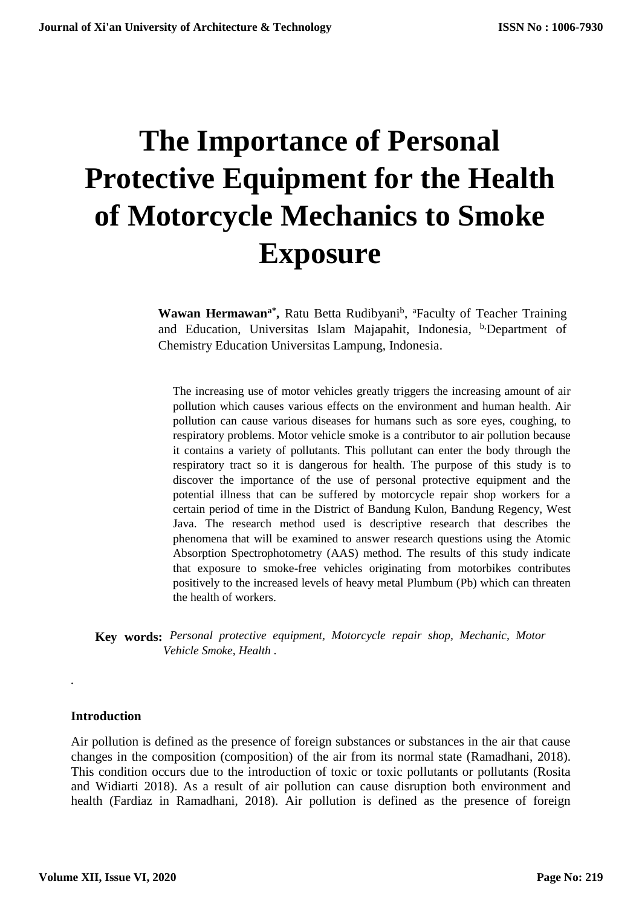# The Importance of Personal Protective Equipment for the Health of Motorcycle Mechanics to Smoke Exposure

**Wawan Hermawan**[a*], Ratu Betta Rudibyani[b], [a]Faculty of Teacher Training and Education, Universitas Islam Majapahit, Indonesia, [b]Department of Chemistry Education Universitas Lampung, Indonesia.

The increasing use of motor vehicles greatly triggers the increasing amount of air pollution which causes various effects on the environment and human health. Air pollution can cause various diseases for humans such as sore eyes, coughing, to respiratory problems. Motor vehicle smoke is a contributor to air pollution because it contains a variety of pollutants. This pollutant can enter the body through the respiratory tract so it is dangerous for health. The purpose of this study is to discover the importance of the use of personal protective equipment and the potential illness that can be suffered by motorcycle repair shop workers for a certain period of time in the District of Bandung Kulon, Bandung Regency, West Java. The research method used is descriptive research that describes the phenomena that will be examined to answer research questions using the Atomic Absorption Spectrophotometry (AAS) method. The results of this study indicate that exposure to smoke-free vehicles originating from motorbikes contributes positively to the increased levels of heavy metal Plumbum (Pb) which can threaten the health of workers.

**Key words:** *Personal protective equipment, Motorcycle repair shop, Mechanic, Motor Vehicle Smoke, Health .*

## Introduction

Air pollution is defined as the presence of foreign substances or substances in the air that cause changes in the composition (composition) of the air from its normal state (Ramadhani, 2018). This condition occurs due to the introduction of toxic or toxic pollutants or pollutants (Rosita and Widiarti 2018). As a result of air pollution can cause disruption both environment and health (Fardiaz in Ramadhani, 2018). Air pollution is defined as the presence of foreign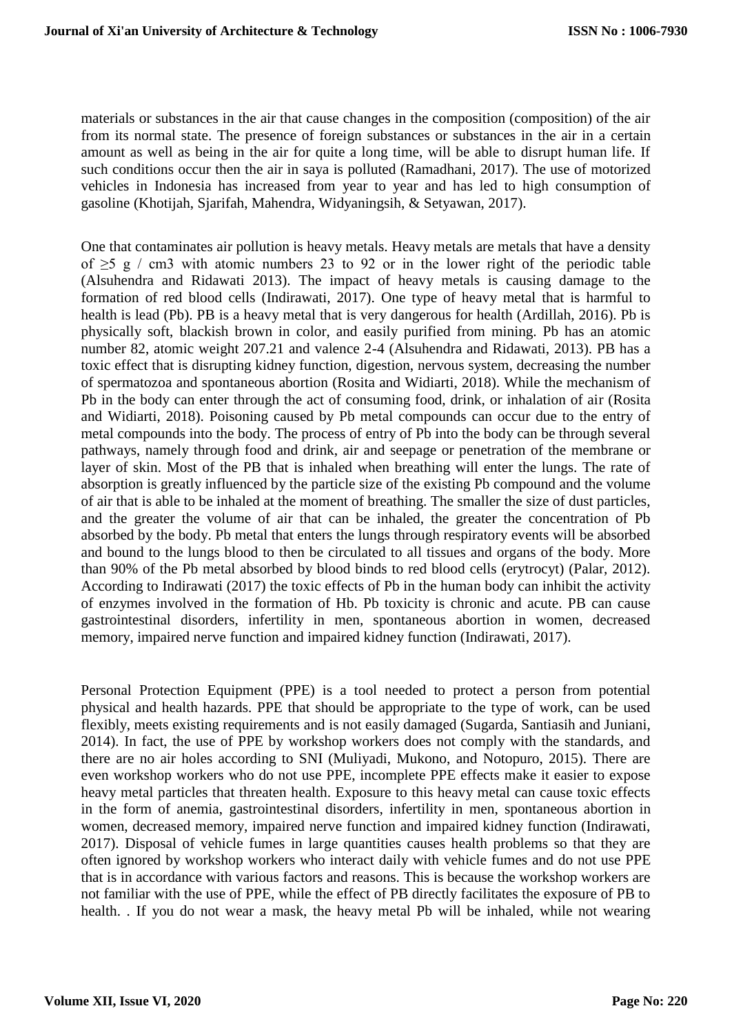materials or substances in the air that cause changes in the composition (composition) of the air from its normal state. The presence of foreign substances or substances in the air in a certain amount as well as being in the air for quite a long time, will be able to disrupt human life. If such conditions occur then the air in saya is polluted (Ramadhani, 2017). The use of motorized vehicles in Indonesia has increased from year to year and has led to high consumption of gasoline (Khotijah, Sjarifah, Mahendra, Widyaningsih, & Setyawan, 2017).

One that contaminates air pollution is heavy metals. Heavy metals are metals that have a density of $\geq 5$ g / cm3 with atomic numbers 23 to 92 or in the lower right of the periodic table (Alsuhendra and Ridawati 2013). The impact of heavy metals is causing damage to the formation of red blood cells (Indirawati, 2017). One type of heavy metal that is harmful to health is lead (Pb). PB is a heavy metal that is very dangerous for health (Ardillah, 2016). Pb is physically soft, blackish brown in color, and easily purified from mining. Pb has an atomic number 82, atomic weight 207.21 and valence 2-4 (Alsuhendra and Ridawati, 2013). PB has a toxic effect that is disrupting kidney function, digestion, nervous system, decreasing the number of spermatozoa and spontaneous abortion (Rosita and Widiarti, 2018). While the mechanism of Pb in the body can enter through the act of consuming food, drink, or inhalation of air (Rosita and Widiarti, 2018). Poisoning caused by Pb metal compounds can occur due to the entry of metal compounds into the body. The process of entry of Pb into the body can be through several pathways, namely through food and drink, air and seepage or penetration of the membrane or layer of skin. Most of the PB that is inhaled when breathing will enter the lungs. The rate of absorption is greatly influenced by the particle size of the existing Pb compound and the volume of air that is able to be inhaled at the moment of breathing. The smaller the size of dust particles, and the greater the volume of air that can be inhaled, the greater the concentration of Pb absorbed by the body. Pb metal that enters the lungs through respiratory events will be absorbed and bound to the lungs blood to then be circulated to all tissues and organs of the body. More than 90% of the Pb metal absorbed by blood binds to red blood cells (erytrocyt) (Palar, 2012). According to Indirawati (2017) the toxic effects of Pb in the human body can inhibit the activity of enzymes involved in the formation of Hb. Pb toxicity is chronic and acute. PB can cause gastrointestinal disorders, infertility in men, spontaneous abortion in women, decreased memory, impaired nerve function and impaired kidney function (Indirawati, 2017).

Personal Protection Equipment (PPE) is a tool needed to protect a person from potential physical and health hazards. PPE that should be appropriate to the type of work, can be used flexibly, meets existing requirements and is not easily damaged (Sugarda, Santiasih and Juniani, 2014). In fact, the use of PPE by workshop workers does not comply with the standards, and there are no air holes according to SNI (Muliyadi, Mukono, and Notopuro, 2015). There are even workshop workers who do not use PPE, incomplete PPE effects make it easier to expose heavy metal particles that threaten health. Exposure to this heavy metal can cause toxic effects in the form of anemia, gastrointestinal disorders, infertility in men, spontaneous abortion in women, decreased memory, impaired nerve function and impaired kidney function (Indirawati, 2017). Disposal of vehicle fumes in large quantities causes health problems so that they are often ignored by workshop workers who interact daily with vehicle fumes and do not use PPE that is in accordance with various factors and reasons. This is because the workshop workers are not familiar with the use of PPE, while the effect of PB directly facilitates the exposure of PB to health. . If you do not wear a mask, the heavy metal Pb will be inhaled, while not wearing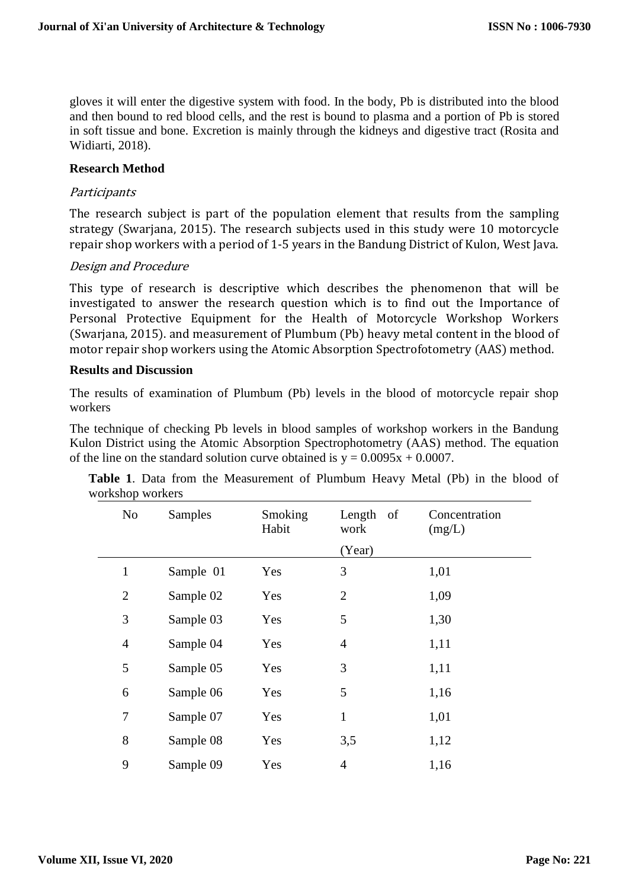gloves it will enter the digestive system with food. In the body, Pb is distributed into the blood and then bound to red blood cells, and the rest is bound to plasma and a portion of Pb is stored in soft tissue and bone. Excretion is mainly through the kidneys and digestive tract (Rosita and Widiarti, 2018).

**Research Method**

*Participants*

The research subject is part of the population element that results from the sampling strategy (Swarjana, 2015). The research subjects used in this study were 10 motorcycle repair shop workers with a period of 1-5 years in the Bandung District of Kulon, West Java.

*Design and Procedure*

This type of research is descriptive which describes the phenomenon that will be investigated to answer the research question which is to find out the Importance of Personal Protective Equipment for the Health of Motorcycle Workshop Workers (Swarjana, 2015). and measurement of Plumbum (Pb) heavy metal content in the blood of motor repair shop workers using the Atomic Absorption Spectrofotometry (AAS) method.

**Results and Discussion**

The results of examination of Plumbum (Pb) levels in the blood of motorcycle repair shop workers

The technique of checking Pb levels in blood samples of workshop workers in the Bandung Kulon District using the Atomic Absorption Spectrophotometry (AAS) method. The equation of the line on the standard solution curve obtained is $y = 0.0095x + 0.0007$.

**Table 1**. Data from the Measurement of Plumbum Heavy Metal (Pb) in the blood of workshop workers

| No | Samples | Smoking Habit | Length of work (Year) | Concentration (mg/L) |
|---|---|---|---|---|
| 1 | Sample 01 | Yes | 3 | 1,01 |
| 2 | Sample 02 | Yes | 2 | 1,09 |
| 3 | Sample 03 | Yes | 5 | 1,30 |
| 4 | Sample 04 | Yes | 4 | 1,11 |
| 5 | Sample 05 | Yes | 3 | 1,11 |
| 6 | Sample 06 | Yes | 5 | 1,16 |
| 7 | Sample 07 | Yes | 1 | 1,01 |
| 8 | Sample 08 | Yes | 3,5 | 1,12 |
| 9 | Sample 09 | Yes | 4 | 1,16 |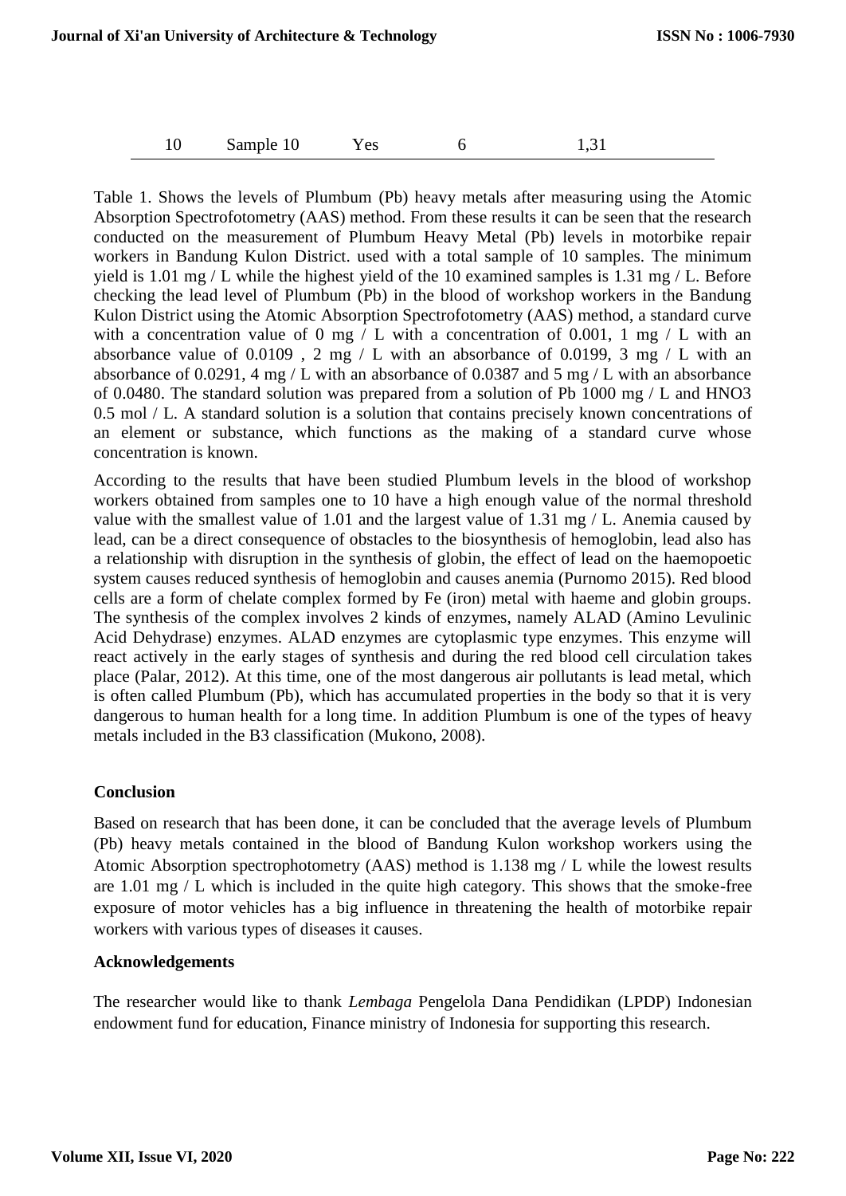| 10 | Sample 10 | Yes | 6 | 1,31 |
|---|---|---|---|---|

Table 1. Shows the levels of Plumbum (Pb) heavy metals after measuring using the Atomic Absorption Spectrofotometry (AAS) method. From these results it can be seen that the research conducted on the measurement of Plumbum Heavy Metal (Pb) levels in motorbike repair workers in Bandung Kulon District. used with a total sample of 10 samples. The minimum yield is 1.01 mg / L while the highest yield of the 10 examined samples is 1.31 mg / L. Before checking the lead level of Plumbum (Pb) in the blood of workshop workers in the Bandung Kulon District using the Atomic Absorption Spectrofotometry (AAS) method, a standard curve with a concentration value of 0 mg / L with a concentration of 0.001, 1 mg / L with an absorbance value of 0.0109 , 2 mg / L with an absorbance of 0.0199, 3 mg / L with an absorbance of 0.0291, 4 mg / L with an absorbance of 0.0387 and 5 mg / L with an absorbance of 0.0480. The standard solution was prepared from a solution of Pb 1000 mg / L and $HNO_3$ 0.5 mol / L. A standard solution is a solution that contains precisely known concentrations of an element or substance, which functions as the making of a standard curve whose concentration is known.

According to the results that have been studied Plumbum levels in the blood of workshop workers obtained from samples one to 10 have a high enough value of the normal threshold value with the smallest value of 1.01 and the largest value of 1.31 mg / L. Anemia caused by lead, can be a direct consequence of obstacles to the biosynthesis of hemoglobin, lead also has a relationship with disruption in the synthesis of globin, the effect of lead on the haemopoetic system causes reduced synthesis of hemoglobin and causes anemia (Purnomo 2015). Red blood cells are a form of chelate complex formed by Fe (iron) metal with haeme and globin groups. The synthesis of the complex involves 2 kinds of enzymes, namely ALAD (Amino Levulinic Acid Dehydrase) enzymes. ALAD enzymes are cytoplasmic type enzymes. This enzyme will react actively in the early stages of synthesis and during the red blood cell circulation takes place (Palar, 2012). At this time, one of the most dangerous air pollutants is lead metal, which is often called Plumbum (Pb), which has accumulated properties in the body so that it is very dangerous to human health for a long time. In addition Plumbum is one of the types of heavy metals included in the B3 classification (Mukono, 2008).

## Conclusion

Based on research that has been done, it can be concluded that the average levels of Plumbum (Pb) heavy metals contained in the blood of Bandung Kulon workshop workers using the Atomic Absorption spectrophotometry (AAS) method is 1.138 mg / L while the lowest results are 1.01 mg / L which is included in the quite high category. This shows that the smoke-free exposure of motor vehicles has a big influence in threatening the health of motorbike repair workers with various types of diseases it causes.

## Acknowledgements

The researcher would like to thank *Lembaga* Pengelola Dana Pendidikan (LPDP) Indonesian endowment fund for education, Finance ministry of Indonesia for supporting this research.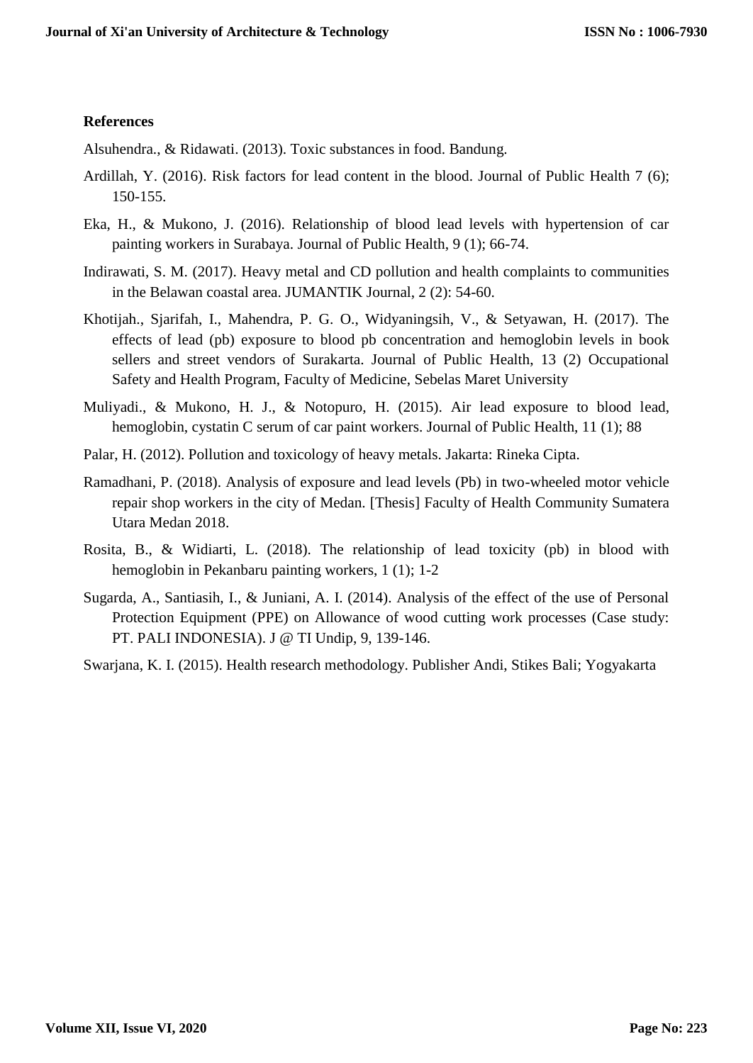**References**

Alsuhendra., & Ridawati. (2013). Toxic substances in food. Bandung.

Ardillah, Y. (2016). Risk factors for lead content in the blood. Journal of Public Health 7 (6); 150-155.

Eka, H., & Mukono, J. (2016). Relationship of blood lead levels with hypertension of car painting workers in Surabaya. Journal of Public Health, 9 (1); 66-74.

Indirawati, S. M. (2017). Heavy metal and CD pollution and health complaints to communities in the Belawan coastal area. JUMANTIK Journal, 2 (2): 54-60.

Khotijah., Sjarifah, I., Mahendra, P. G. O., Widyaningsih, V., & Setyawan, H. (2017). The effects of lead (pb) exposure to blood pb concentration and hemoglobin levels in book sellers and street vendors of Surakarta. Journal of Public Health, 13 (2) Occupational Safety and Health Program, Faculty of Medicine, Sebelas Maret University

Muliyadi., & Mukono, H. J., & Notopuro, H. (2015). Air lead exposure to blood lead, hemoglobin, cystatin C serum of car paint workers. Journal of Public Health, 11 (1); 88

Palar, H. (2012). Pollution and toxicology of heavy metals. Jakarta: Rineka Cipta.

Ramadhani, P. (2018). Analysis of exposure and lead levels (Pb) in two-wheeled motor vehicle repair shop workers in the city of Medan. [Thesis] Faculty of Health Community Sumatera Utara Medan 2018.

Rosita, B., & Widiarti, L. (2018). The relationship of lead toxicity (pb) in blood with hemoglobin in Pekanbaru painting workers, 1 (1); 1-2

Sugarda, A., Santiasih, I., & Juniani, A. I. (2014). Analysis of the effect of the use of Personal Protection Equipment (PPE) on Allowance of wood cutting work processes (Case study: PT. PALI INDONESIA). J @ TI Undip, 9, 139-146.

Swarjana, K. I. (2015). Health research methodology. Publisher Andi, Stikes Bali; Yogyakarta